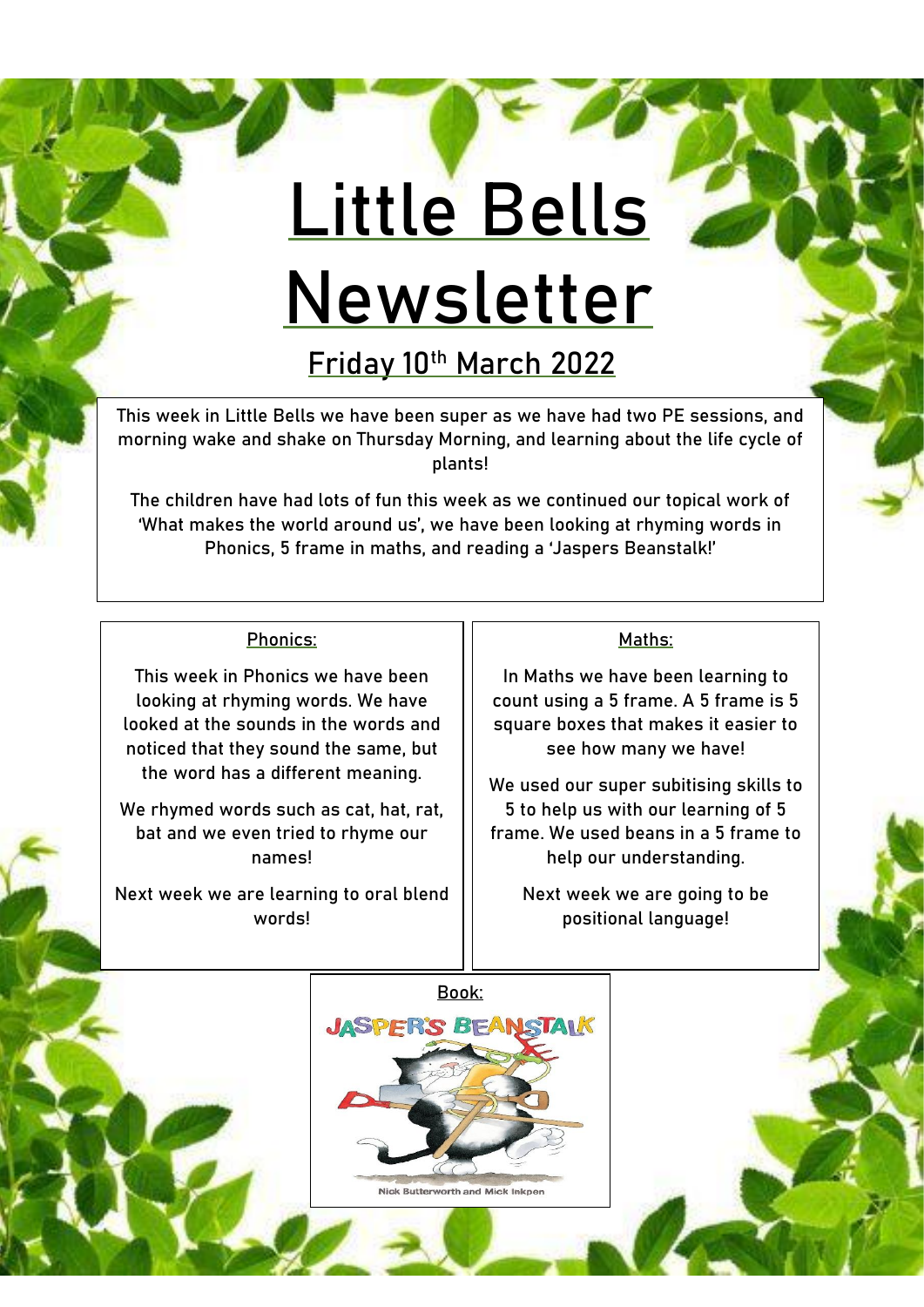# Little Bells Newsletter

## Friday 10th March 2022

This week in Little Bells we have been super as we have had two PE sessions, and morning wake and shake on Thursday Morning, and learning about the life cycle of plants!

The children have had lots of fun this week as we continued our topical work of 'What makes the world around us', we have been looking at rhyming words in Phonics, 5 frame in maths, and reading a 'Jaspers Beanstalk!'

### Phonics:

This week in Phonics we have been looking at rhyming words. We have looked at the sounds in the words and noticed that they sound the same, but the word has a different meaning.

We rhymed words such as cat, hat, rat, bat and we even tried to rhyme our names!

Next week we are learning to oral blend words!

### Maths:

In Maths we have been learning to count using a 5 frame. A 5 frame is 5 square boxes that makes it easier to see how many we have!

We used our super subitising skills to 5 to help us with our learning of 5 frame. We used beans in a 5 frame to help our understanding.

Next week we are going to be positional language!

### Book:

JASPER'S BEANSTALK

Nick Butterworth and Mick Inkpen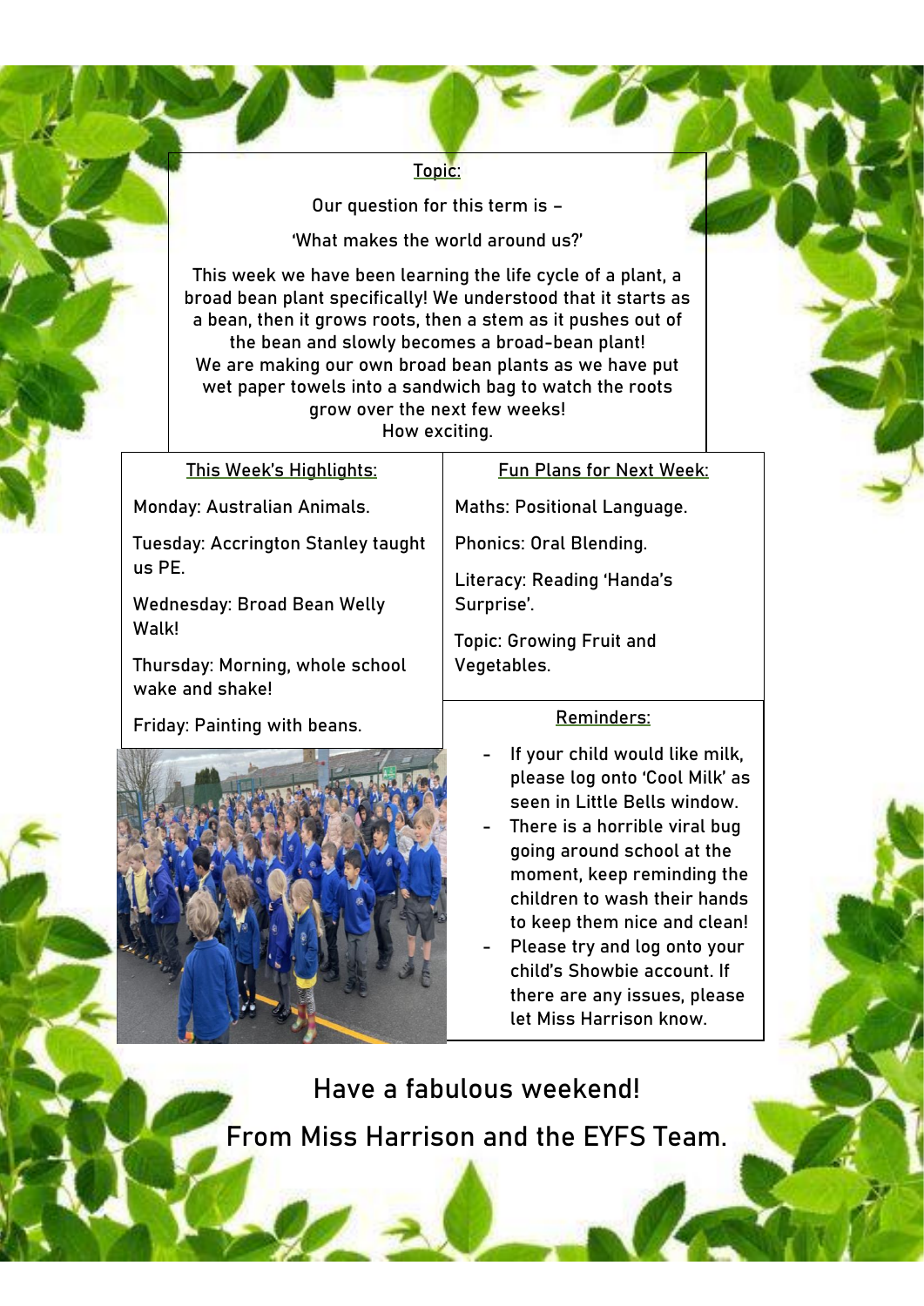## Topic:

Our question for this term is –

'What makes the world around us?'

This week we have been learning the life cycle of a plant, a broad bean plant specifically! We understood that it starts as a bean, then it grows roots, then a stem as it pushes out of the bean and slowly becomes a broad-bean plant!
We are making our own broad bean plants as we have put wet paper towels into a sandwich bag to watch the roots grow over the next few weeks!
How exciting.

## This Week's Highlights:

Monday: Australian Animals.

Tuesday: Accrington Stanley taught us PE.

Wednesday: Broad Bean Welly Walk!

Thursday: Morning, whole school wake and shake!

Friday: Painting with beans.

## Fun Plans for Next Week:

Maths: Positional Language.

Phonics: Oral Blending.

Literacy: Reading 'Handa's Surprise'.

Topic: Growing Fruit and Vegetables.

## Reminders:

- If your child would like milk, please log onto 'Cool Milk' as seen in Little Bells window.
- There is a horrible viral bug going around school at the moment, keep reminding the children to wash their hands to keep them nice and clean!
- Please try and log onto your child's Showbie account. If there are any issues, please let Miss Harrison know.

Have a fabulous weekend!

From Miss Harrison and the EYFS Team.